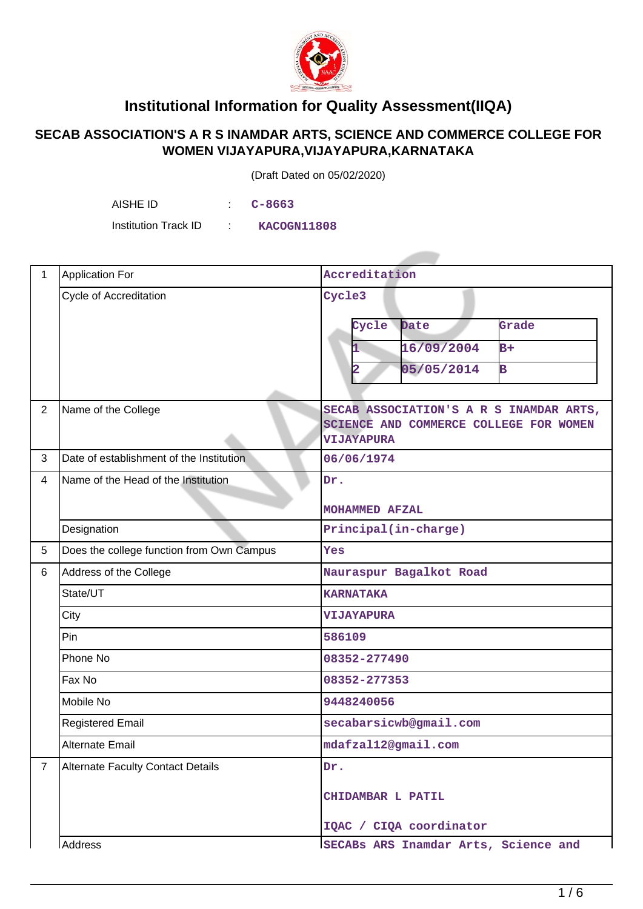# Institutional Information for Quality Assessment(IIQA)

## SECAB ASSOCIATION'S A R S INAMDAR ARTS, SCIENCE AND COMMERCE COLLEGE FOR WOMEN VIJAYAPURA,VIJAYAPURA,KARNATAKA

(Draft Dated on 05/02/2020)

AISHE ID : C-8663

Institution Track ID : KACOGN11808

| | | |
|---|---|---|
| 1 | Application For | Accreditation |
| | Cycle of Accreditation | Cycle3<br><br>Cycle / Date / Grade<br>1 / 16/09/2004 / B+<br>2 / 05/05/2014 / B |
| 2 | Name of the College | SECAB ASSOCIATION'S A R S INAMDAR ARTS, SCIENCE AND COMMERCE COLLEGE FOR WOMEN VIJAYAPURA |
| 3 | Date of establishment of the Institution | 06/06/1974 |
| 4 | Name of the Head of the Institution | Dr.<br><br>MOHAMMED AFZAL |
| | Designation | Principal(in-charge) |
| 5 | Does the college function from Own Campus | Yes |
| 6 | Address of the College | Nauraspur Bagalkot Road |
| | State/UT | KARNATAKA |
| | City | VIJAYAPURA |
| | Pin | 586109 |
| | Phone No | 08352-277490 |
| | Fax No | 08352-277353 |
| | Mobile No | 9448240056 |
| | Registered Email | secabarsicwb@gmail.com |
| | Alternate Email | mdafzal12@gmail.com |
| 7 | Alternate Faculty Contact Details | Dr.<br><br>CHIDAMBAR L PATIL<br><br>IQAC / CIQA coordinator |
| | Address | SECABs ARS Inamdar Arts, Science and |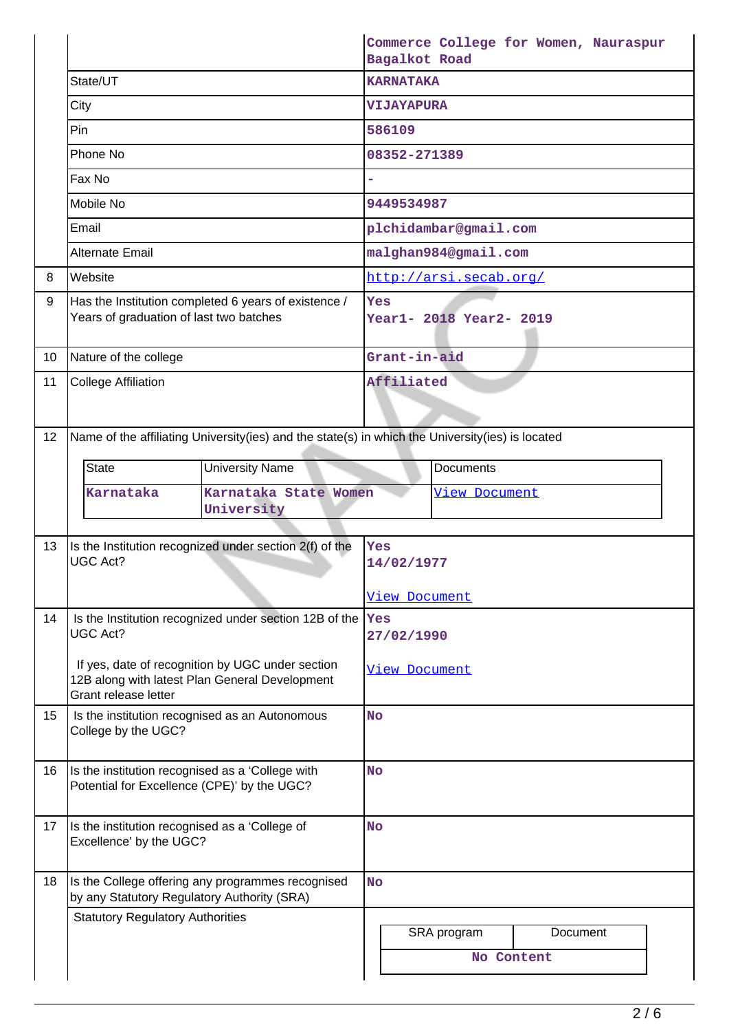| | | |
|---|---|---|
| | | Commerce College for Women, Nauraspur Bagalkot Road |
| | State/UT | KARNATAKA |
| | City | VIJAYAPURA |
| | Pin | 586109 |
| | Phone No | 08352-271389 |
| | Fax No | - |
| | Mobile No | 9449534987 |
| | Email | plchidambar@gmail.com |
| | Alternate Email | malghan984@gmail.com |
| 8 | Website | http://arsi.secab.org/ |
| 9 | Has the Institution completed 6 years of existence / Years of graduation of last two batches | Yes<br>Year1- 2018 Year2- 2019 |
| 10 | Nature of the college | Grant-in-aid |
| 11 | College Affiliation | Affiliated |
| 12 | Name of the affiliating University(ies) and the state(s) in which the University(ies) is located | |

| State | University Name | Documents |
|---|---|---|
| Karnataka | Karnataka State Women University | View Document |

| | | |
|---|---|---|
| 13 | Is the Institution recognized under section 2(f) of the UGC Act? | Yes<br>14/02/1977<br>View Document |
| 14 | Is the Institution recognized under section 12B of the UGC Act?<br>If yes, date of recognition by UGC under section 12B along with latest Plan General Development Grant release letter | Yes<br>27/02/1990<br>View Document |
| 15 | Is the institution recognised as an Autonomous College by the UGC? | No |
| 16 | Is the institution recognised as a 'College with Potential for Excellence (CPE)' by the UGC? | No |
| 17 | Is the institution recognised as a 'College of Excellence' by the UGC? | No |
| 18 | Is the College offering any programmes recognised by any Statutory Regulatory Authority (SRA) | No |
| | Statutory Regulatory Authorities | |

| SRA program | Document |
|---|---|
| No Content | |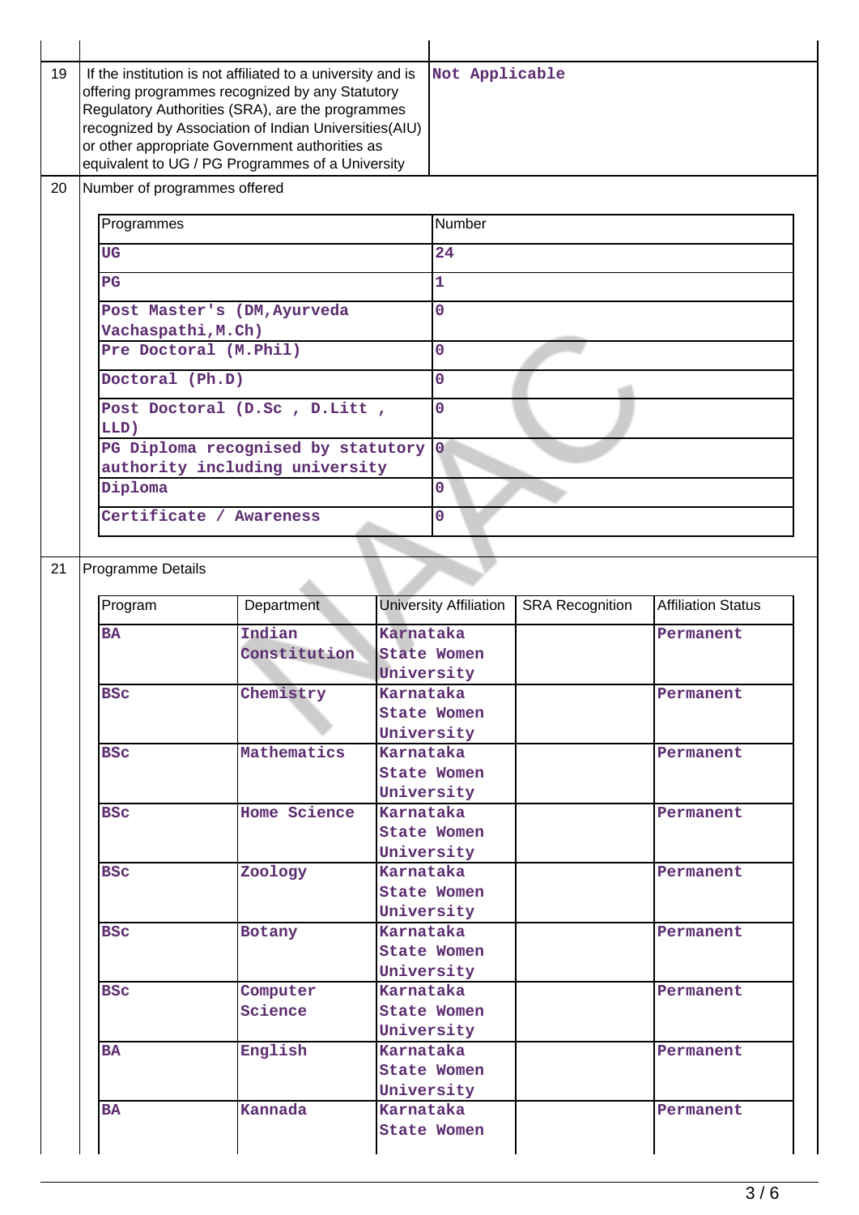| 19 | If the institution is not affiliated to a university and is offering programmes recognized by any Statutory Regulatory Authorities (SRA), are the programmes recognized by Association of Indian Universities(AIU) or other appropriate Government authorities as equivalent to UG / PG Programmes of a University | Not Applicable |
|---|---|---|

**20 Number of programmes offered**

| Programmes | Number |
|---|---|
| UG | 24 |
| PG | 1 |
| Post Master's (DM,Ayurveda Vachaspathi,M.Ch) | 0 |
| Pre Doctoral (M.Phil) | 0 |
| Doctoral (Ph.D) | 0 |
| Post Doctoral (D.Sc , D.Litt , LLD) | 0 |
| PG Diploma recognised by statutory authority including university | 0 |
| Diploma | 0 |
| Certificate / Awareness | 0 |

**21 Programme Details**

| Program | Department | University Affiliation | SRA Recognition | Affiliation Status |
|---|---|---|---|---|
| BA | Indian Constitution | Karnataka State Women University | | Permanent |
| BSc | Chemistry | Karnataka State Women University | | Permanent |
| BSc | Mathematics | Karnataka State Women University | | Permanent |
| BSc | Home Science | Karnataka State Women University | | Permanent |
| BSc | Zoology | Karnataka State Women University | | Permanent |
| BSc | Botany | Karnataka State Women University | | Permanent |
| BSc | Computer Science | Karnataka State Women University | | Permanent |
| BA | English | Karnataka State Women University | | Permanent |
| BA | Kannada | Karnataka State Women | | Permanent |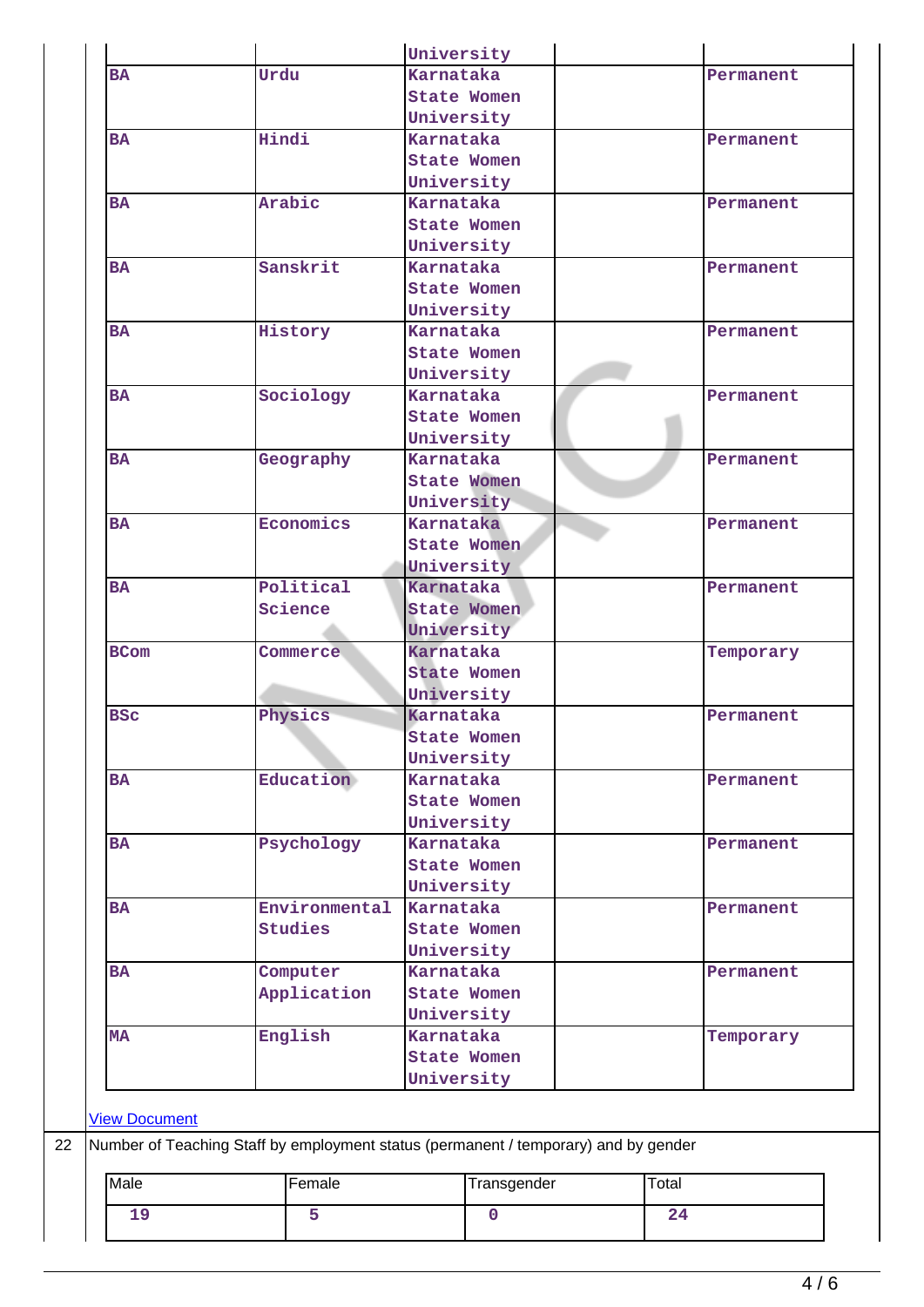| | | University | | |
|---|---|---|---|---|
| **BA** | Urdu | Karnataka State Women University | | Permanent |
| **BA** | Hindi | Karnataka State Women University | | Permanent |
| **BA** | Arabic | Karnataka State Women University | | Permanent |
| **BA** | Sanskrit | Karnataka State Women University | | Permanent |
| **BA** | History | Karnataka State Women University | | Permanent |
| **BA** | Sociology | Karnataka State Women University | | Permanent |
| **BA** | Geography | Karnataka State Women University | | Permanent |
| **BA** | Economics | Karnataka State Women University | | Permanent |
| **BA** | Political Science | Karnataka State Women University | | Permanent |
| **BCom** | Commerce | Karnataka State Women University | | Temporary |
| **BSc** | Physics | Karnataka State Women University | | Permanent |
| **BA** | Education | Karnataka State Women University | | Permanent |
| **BA** | Psychology | Karnataka State Women University | | Permanent |
| **BA** | Environmental Studies | Karnataka State Women University | | Permanent |
| **BA** | Computer Application | Karnataka State Women University | | Permanent |
| **MA** | English | Karnataka State Women University | | Temporary |

View Document

22 Number of Teaching Staff by employment status (permanent / temporary) and by gender

| Male | Female | Transgender | Total |
|---|---|---|---|
| 19 | 5 | 0 | 24 |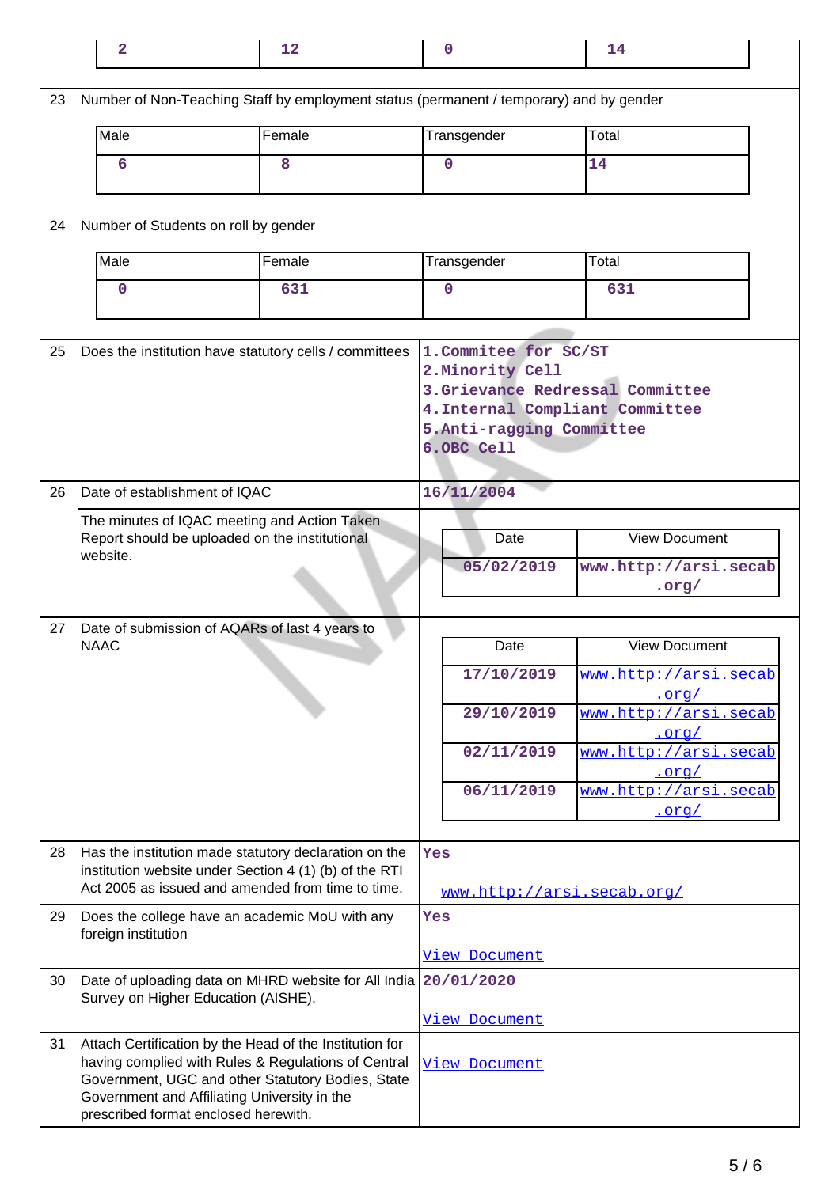| 2 | 12 | 0 | 14 |
|---|---|---|---|

| 23 | Number of Non-Teaching Staff by employment status (permanent / temporary) and by gender | |
|---|---|---|

| Male | Female | Transgender | Total |
|---|---|---|---|
| 6 | 8 | 0 | 14 |

| 24 | Number of Students on roll by gender | |
|---|---|---|

| Male | Female | Transgender | Total |
|---|---|---|---|
| 0 | 631 | 0 | 631 |

| | | |
|---|---|---|
| 25 | Does the institution have statutory cells / committees | 1.Commitee for SC/ST<br>2.Minority Cell<br>3.Grievance Redressal Committee<br>4.Internal Compliant Committee<br>5.Anti-ragging Committee<br>6.OBC Cell |
| 26 | Date of establishment of IQAC | 16/11/2004 |
| | The minutes of IQAC meeting and Action Taken Report should be uploaded on the institutional website. | |

| Date | View Document |
|---|---|
| 05/02/2019 | www.http://arsi.secab.org/ |

| 27 | Date of submission of AQARs of last 4 years to NAAC | |
|---|---|---|

| Date | View Document |
|---|---|
| 17/10/2019 | www.http://arsi.secab.org/ |
| 29/10/2019 | www.http://arsi.secab.org/ |
| 02/11/2019 | www.http://arsi.secab.org/ |
| 06/11/2019 | www.http://arsi.secab.org/ |

| | | |
|---|---|---|
| 28 | Has the institution made statutory declaration on the institution website under Section 4 (1) (b) of the RTI Act 2005 as issued and amended from time to time. | Yes<br>www.http://arsi.secab.org/ |
| 29 | Does the college have an academic MoU with any foreign institution | Yes<br>View Document |
| 30 | Date of uploading data on MHRD website for All India Survey on Higher Education (AISHE). | 20/01/2020<br>View Document |
| 31 | Attach Certification by the Head of the Institution for having complied with Rules & Regulations of Central Government, UGC and other Statutory Bodies, State Government and Affiliating University in the prescribed format enclosed herewith. | View Document |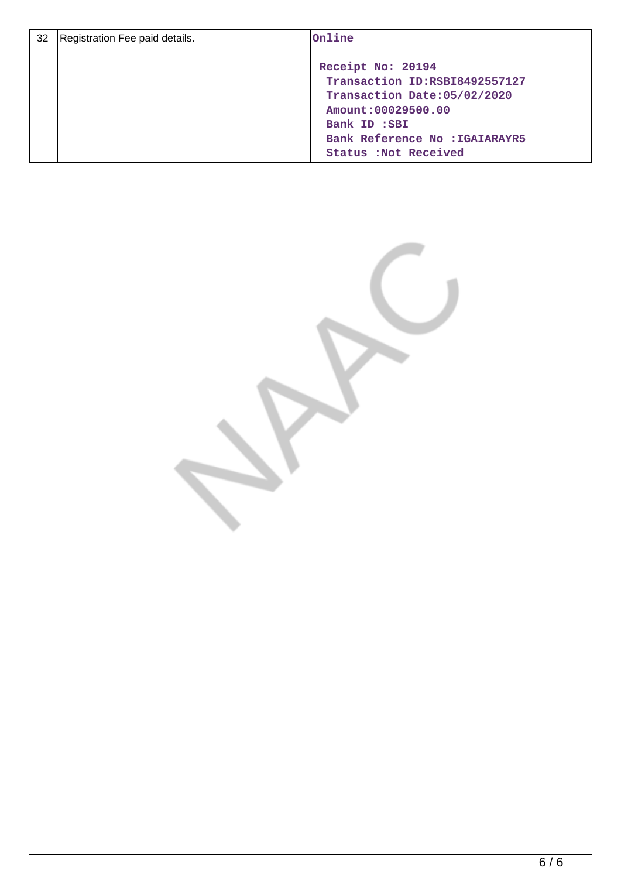| | | |
|---|---|---|
| 32 | Registration Fee paid details. | Online<br><br>Receipt No: 20194<br>Transaction ID:RSBI8492557127<br>Transaction Date:05/02/2020<br>Amount:00029500.00<br>Bank ID :SBI<br>Bank Reference No :IGAIARAYR5<br>Status :Not Received |